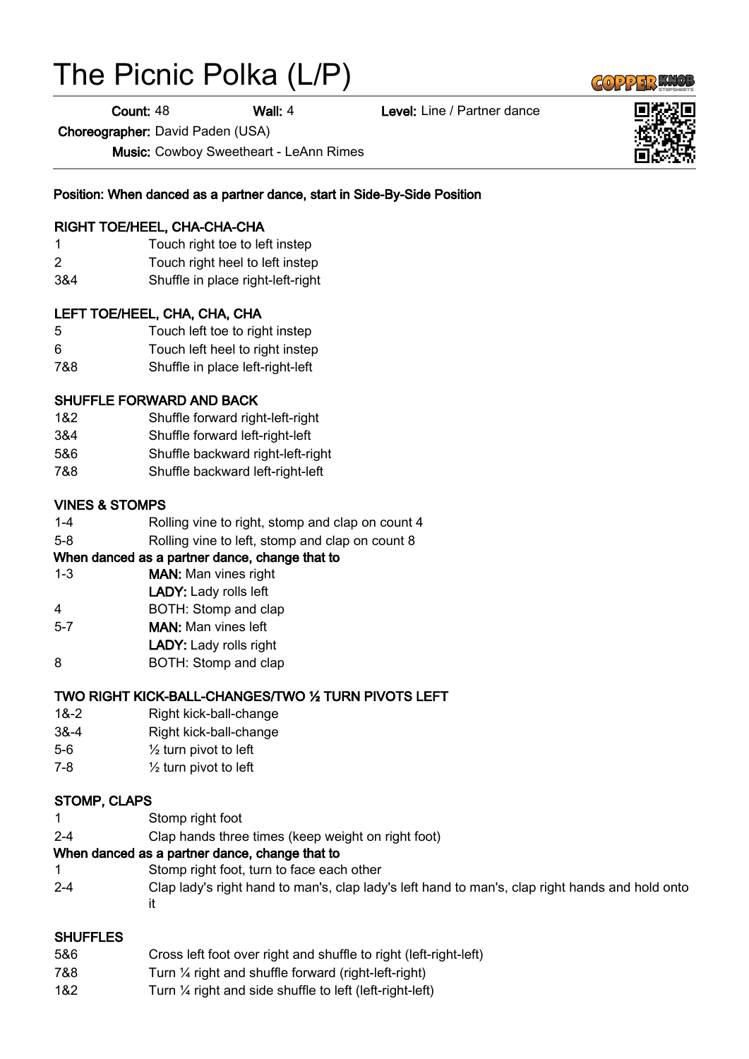# The Picnic Polka (L/P)

**Count:** 48 **Wall:** 4 **Level:** Line / Partner dance

**Choreographer:** David Paden (USA)

**Music:** Cowboy Sweetheart - LeAnn Rimes

**Position: When danced as a partner dance, start in Side-By-Side Position**

**RIGHT TOE/HEEL, CHA-CHA-CHA**

| | |
|---|---|
| 1 | Touch right toe to left instep |
| 2 | Touch right heel to left instep |
| 3&4 | Shuffle in place right-left-right |

**LEFT TOE/HEEL, CHA, CHA, CHA**

| | |
|---|---|
| 5 | Touch left toe to right instep |
| 6 | Touch left heel to right instep |
| 7&8 | Shuffle in place left-right-left |

**SHUFFLE FORWARD AND BACK**

| | |
|---|---|
| 1&2 | Shuffle forward right-left-right |
| 3&4 | Shuffle forward left-right-left |
| 5&6 | Shuffle backward right-left-right |
| 7&8 | Shuffle backward left-right-left |

**VINES & STOMPS**

| | |
|---|---|
| 1-4 | Rolling vine to right, stomp and clap on count 4 |
| 5-8 | Rolling vine to left, stomp and clap on count 8 |

**When danced as a partner dance, change that to**

| | |
|---|---|
| 1-3 | **MAN:** Man vines right |
| | **LADY:** Lady rolls left |
| 4 | BOTH: Stomp and clap |
| 5-7 | **MAN:** Man vines left |
| | **LADY:** Lady rolls right |
| 8 | BOTH: Stomp and clap |

**TWO RIGHT KICK-BALL-CHANGES/TWO ½ TURN PIVOTS LEFT**

| | |
|---|---|
| 1&-2 | Right kick-ball-change |
| 3&-4 | Right kick-ball-change |
| 5-6 | ½ turn pivot to left |
| 7-8 | ½ turn pivot to left |

**STOMP, CLAPS**

| | |
|---|---|
| 1 | Stomp right foot |
| 2-4 | Clap hands three times (keep weight on right foot) |

**When danced as a partner dance, change that to**

| | |
|---|---|
| 1 | Stomp right foot, turn to face each other |
| 2-4 | Clap lady's right hand to man's, clap lady's left hand to man's, clap right hands and hold onto it |

**SHUFFLES**

| | |
|---|---|
| 5&6 | Cross left foot over right and shuffle to right (left-right-left) |
| 7&8 | Turn ¼ right and shuffle forward (right-left-right) |
| 1&2 | Turn ¼ right and side shuffle to left (left-right-left) |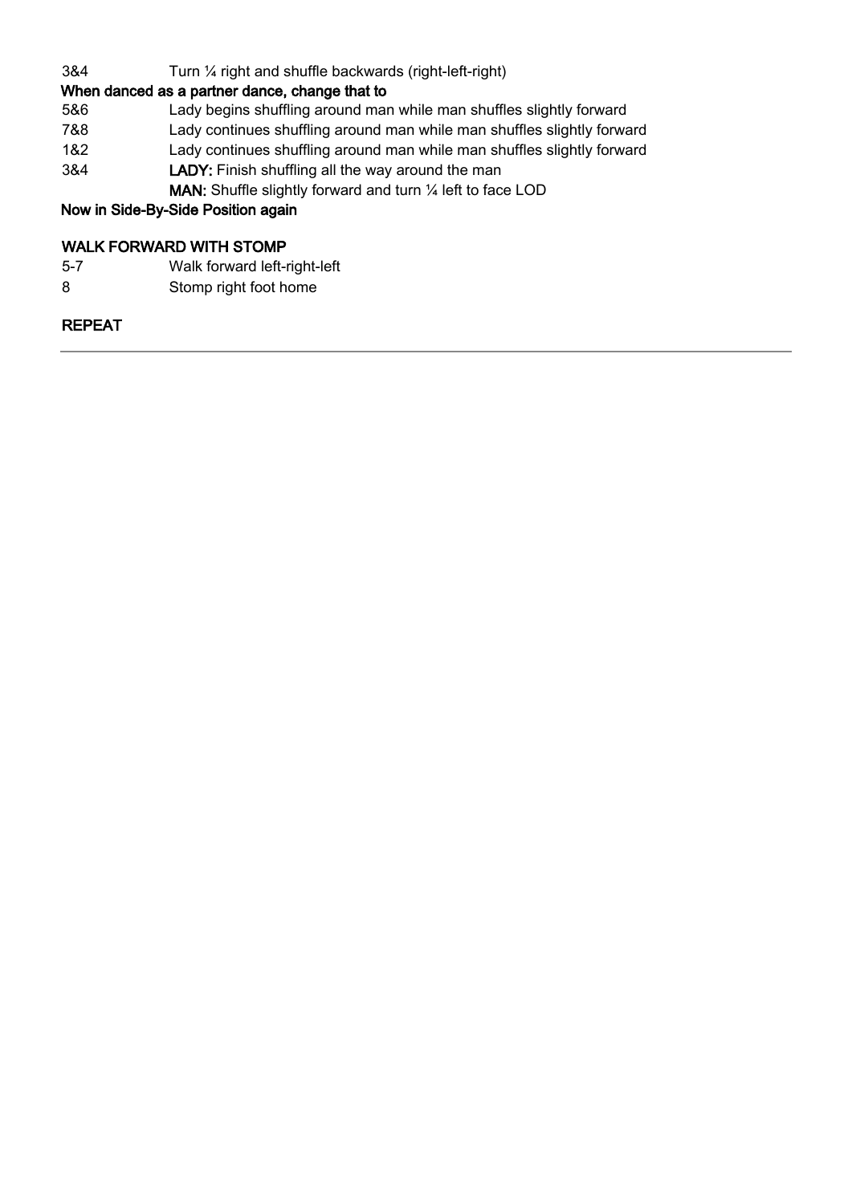3&4 Turn ¼ right and shuffle backwards (right-left-right)

**When danced as a partner dance, change that to**

5&6 Lady begins shuffling around man while man shuffles slightly forward
7&8 Lady continues shuffling around man while man shuffles slightly forward
1&2 Lady continues shuffling around man while man shuffles slightly forward
3&4 **LADY:** Finish shuffling all the way around the man
**MAN:** Shuffle slightly forward and turn ¼ left to face LOD

**Now in Side-By-Side Position again**

**WALK FORWARD WITH STOMP**

5-7 Walk forward left-right-left
8 Stomp right foot home

**REPEAT**